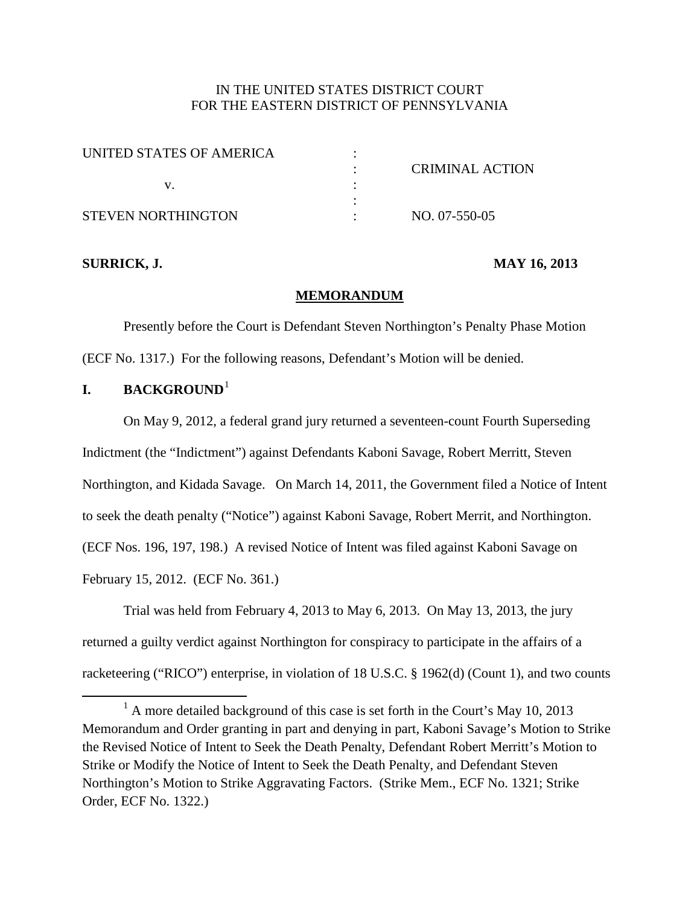IN THE UNITED STATES DISTRICT COURT
FOR THE EASTERN DISTRICT OF PENNSYLVANIA

| | | |
|---|---|---|
| UNITED STATES OF AMERICA | : | |
| | : | CRIMINAL ACTION |
| v. | : | |
| | : | |
| STEVEN NORTHINGTON | : | NO. 07-550-05 |

**SURRICK, J.** **MAY 16, 2013**

**MEMORANDUM**

Presently before the Court is Defendant Steven Northington's Penalty Phase Motion (ECF No. 1317.) For the following reasons, Defendant's Motion will be denied.

## I. BACKGROUND[1]

On May 9, 2012, a federal grand jury returned a seventeen-count Fourth Superseding Indictment (the "Indictment") against Defendants Kaboni Savage, Robert Merritt, Steven Northington, and Kidada Savage. On March 14, 2011, the Government filed a Notice of Intent to seek the death penalty ("Notice") against Kaboni Savage, Robert Merrit, and Northington. (ECF Nos. 196, 197, 198.) A revised Notice of Intent was filed against Kaboni Savage on February 15, 2012. (ECF No. 361.)

Trial was held from February 4, 2013 to May 6, 2013. On May 13, 2013, the jury returned a guilty verdict against Northington for conspiracy to participate in the affairs of a racketeering ("RICO") enterprise, in violation of 18 U.S.C. § 1962(d) (Count 1), and two counts

[1] A more detailed background of this case is set forth in the Court's May 10, 2013 Memorandum and Order granting in part and denying in part, Kaboni Savage's Motion to Strike the Revised Notice of Intent to Seek the Death Penalty, Defendant Robert Merritt's Motion to Strike or Modify the Notice of Intent to Seek the Death Penalty, and Defendant Steven Northington's Motion to Strike Aggravating Factors. (Strike Mem., ECF No. 1321; Strike Order, ECF No. 1322.)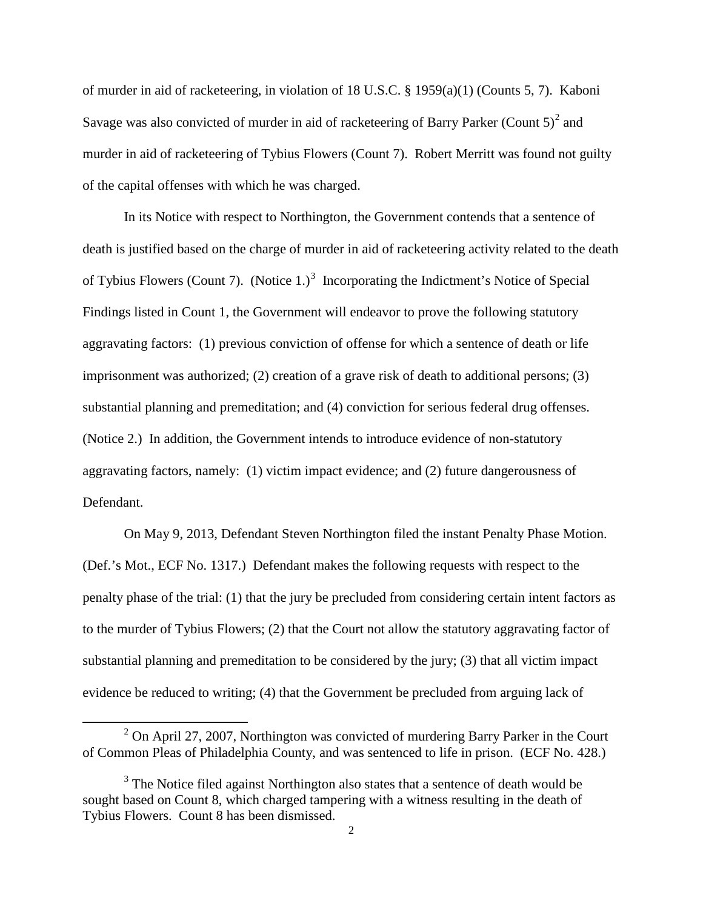of murder in aid of racketeering, in violation of 18 U.S.C. § 1959(a)(1) (Counts 5, 7). Kaboni Savage was also convicted of murder in aid of racketeering of Barry Parker (Count 5)[2] and murder in aid of racketeering of Tybius Flowers (Count 7). Robert Merritt was found not guilty of the capital offenses with which he was charged.

In its Notice with respect to Northington, the Government contends that a sentence of death is justified based on the charge of murder in aid of racketeering activity related to the death of Tybius Flowers (Count 7). (Notice 1.)[3] Incorporating the Indictment's Notice of Special Findings listed in Count 1, the Government will endeavor to prove the following statutory aggravating factors: (1) previous conviction of offense for which a sentence of death or life imprisonment was authorized; (2) creation of a grave risk of death to additional persons; (3) substantial planning and premeditation; and (4) conviction for serious federal drug offenses. (Notice 2.) In addition, the Government intends to introduce evidence of non-statutory aggravating factors, namely: (1) victim impact evidence; and (2) future dangerousness of Defendant.

On May 9, 2013, Defendant Steven Northington filed the instant Penalty Phase Motion. (Def.'s Mot., ECF No. 1317.) Defendant makes the following requests with respect to the penalty phase of the trial: (1) that the jury be precluded from considering certain intent factors as to the murder of Tybius Flowers; (2) that the Court not allow the statutory aggravating factor of substantial planning and premeditation to be considered by the jury; (3) that all victim impact evidence be reduced to writing; (4) that the Government be precluded from arguing lack of

[2] On April 27, 2007, Northington was convicted of murdering Barry Parker in the Court of Common Pleas of Philadelphia County, and was sentenced to life in prison. (ECF No. 428.)

[3] The Notice filed against Northington also states that a sentence of death would be sought based on Count 8, which charged tampering with a witness resulting in the death of Tybius Flowers. Count 8 has been dismissed.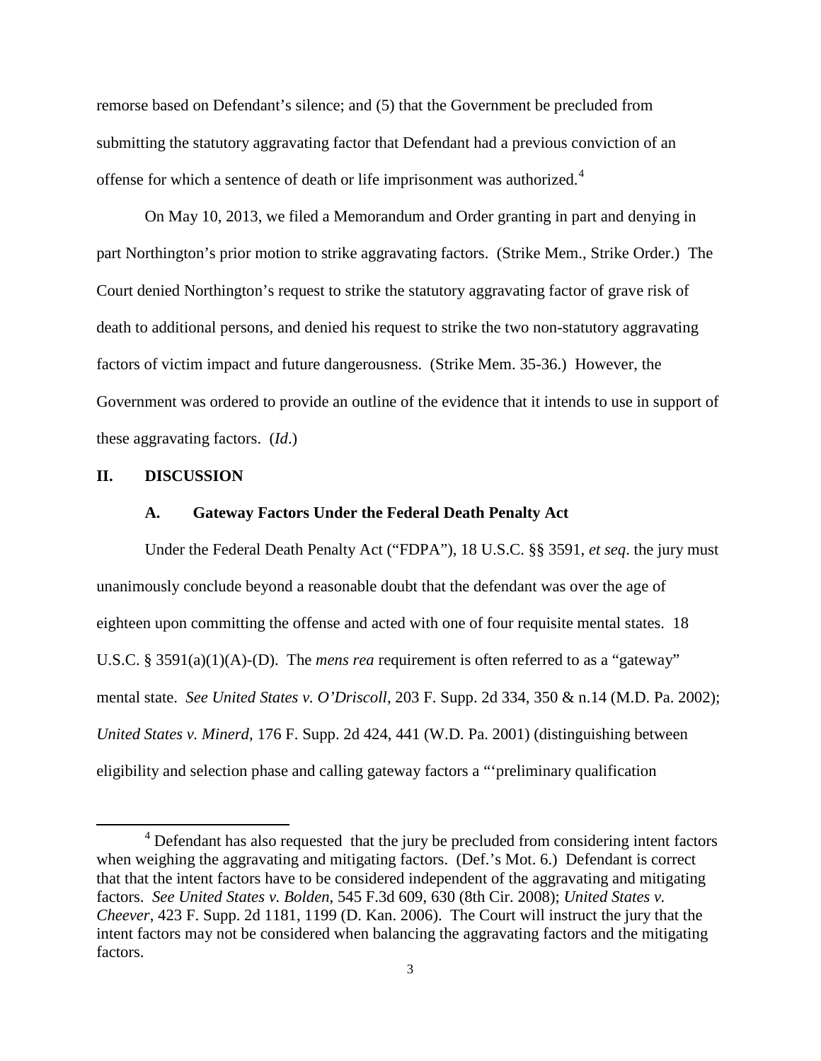remorse based on Defendant's silence; and (5) that the Government be precluded from submitting the statutory aggravating factor that Defendant had a previous conviction of an offense for which a sentence of death or life imprisonment was authorized.[4]

On May 10, 2013, we filed a Memorandum and Order granting in part and denying in part Northington's prior motion to strike aggravating factors. (Strike Mem., Strike Order.) The Court denied Northington's request to strike the statutory aggravating factor of grave risk of death to additional persons, and denied his request to strike the two non-statutory aggravating factors of victim impact and future dangerousness. (Strike Mem. 35-36.) However, the Government was ordered to provide an outline of the evidence that it intends to use in support of these aggravating factors. (*Id*.)

## II. DISCUSSION

### A. Gateway Factors Under the Federal Death Penalty Act

Under the Federal Death Penalty Act ("FDPA"), 18 U.S.C. §§ 3591, *et seq*. the jury must unanimously conclude beyond a reasonable doubt that the defendant was over the age of eighteen upon committing the offense and acted with one of four requisite mental states. 18 U.S.C. § 3591(a)(1)(A)-(D). The *mens rea* requirement is often referred to as a "gateway" mental state. *See United States v. O'Driscoll*, 203 F. Supp. 2d 334, 350 & n.14 (M.D. Pa. 2002); *United States v. Minerd*, 176 F. Supp. 2d 424, 441 (W.D. Pa. 2001) (distinguishing between eligibility and selection phase and calling gateway factors a "'preliminary qualification

[4] Defendant has also requested that the jury be precluded from considering intent factors when weighing the aggravating and mitigating factors. (Def.'s Mot. 6.) Defendant is correct that that the intent factors have to be considered independent of the aggravating and mitigating factors. *See United States v. Bolden*, 545 F.3d 609, 630 (8th Cir. 2008); *United States v. Cheever*, 423 F. Supp. 2d 1181, 1199 (D. Kan. 2006). The Court will instruct the jury that the intent factors may not be considered when balancing the aggravating factors and the mitigating factors.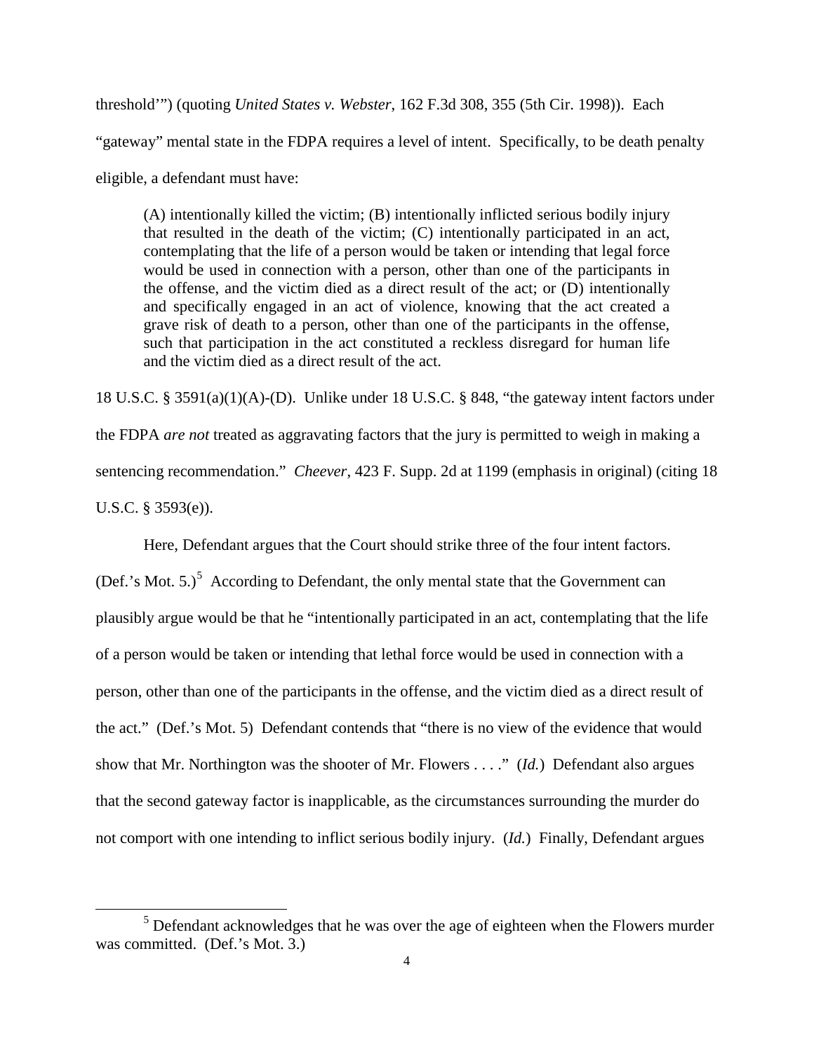threshold'") (quoting *United States v. Webster*, 162 F.3d 308, 355 (5th Cir. 1998)). Each "gateway" mental state in the FDPA requires a level of intent. Specifically, to be death penalty eligible, a defendant must have:

> (A) intentionally killed the victim; (B) intentionally inflicted serious bodily injury that resulted in the death of the victim; (C) intentionally participated in an act, contemplating that the life of a person would be taken or intending that legal force would be used in connection with a person, other than one of the participants in the offense, and the victim died as a direct result of the act; or (D) intentionally and specifically engaged in an act of violence, knowing that the act created a grave risk of death to a person, other than one of the participants in the offense, such that participation in the act constituted a reckless disregard for human life and the victim died as a direct result of the act.

18 U.S.C. § 3591(a)(1)(A)-(D). Unlike under 18 U.S.C. § 848, "the gateway intent factors under the FDPA *are not* treated as aggravating factors that the jury is permitted to weigh in making a sentencing recommendation." *Cheever*, 423 F. Supp. 2d at 1199 (emphasis in original) (citing 18 U.S.C. § 3593(e)).

Here, Defendant argues that the Court should strike three of the four intent factors. (Def.'s Mot. 5.)[5] According to Defendant, the only mental state that the Government can plausibly argue would be that he "intentionally participated in an act, contemplating that the life of a person would be taken or intending that lethal force would be used in connection with a person, other than one of the participants in the offense, and the victim died as a direct result of the act." (Def.'s Mot. 5) Defendant contends that "there is no view of the evidence that would show that Mr. Northington was the shooter of Mr. Flowers . . . ." (*Id.*) Defendant also argues that the second gateway factor is inapplicable, as the circumstances surrounding the murder do not comport with one intending to inflict serious bodily injury. (*Id.*) Finally, Defendant argues

[5] Defendant acknowledges that he was over the age of eighteen when the Flowers murder was committed. (Def.'s Mot. 3.)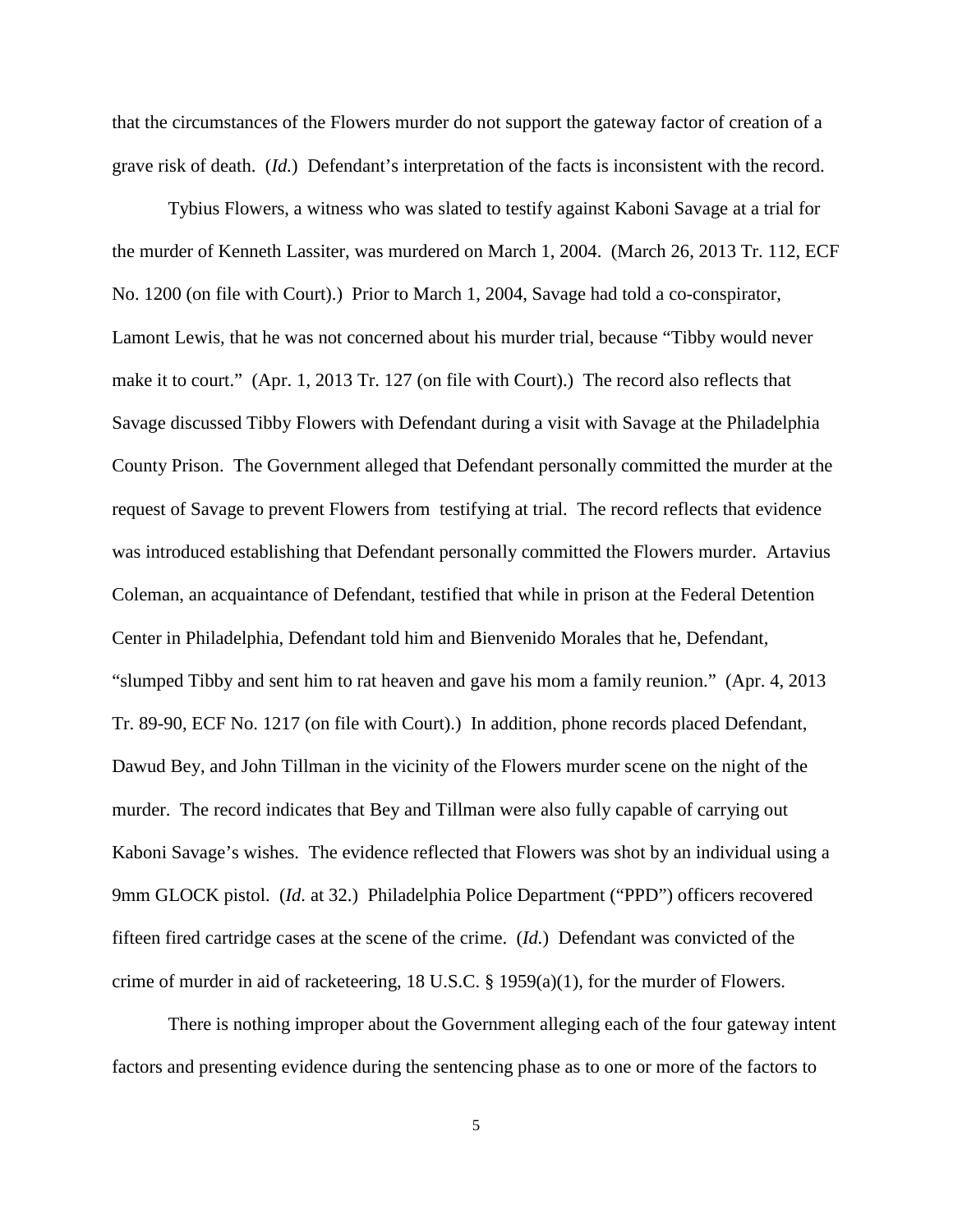that the circumstances of the Flowers murder do not support the gateway factor of creation of a grave risk of death. (*Id.*) Defendant's interpretation of the facts is inconsistent with the record.

Tybius Flowers, a witness who was slated to testify against Kaboni Savage at a trial for the murder of Kenneth Lassiter, was murdered on March 1, 2004. (March 26, 2013 Tr. 112, ECF No. 1200 (on file with Court).) Prior to March 1, 2004, Savage had told a co-conspirator, Lamont Lewis, that he was not concerned about his murder trial, because "Tibby would never make it to court." (Apr. 1, 2013 Tr. 127 (on file with Court).) The record also reflects that Savage discussed Tibby Flowers with Defendant during a visit with Savage at the Philadelphia County Prison. The Government alleged that Defendant personally committed the murder at the request of Savage to prevent Flowers from testifying at trial. The record reflects that evidence was introduced establishing that Defendant personally committed the Flowers murder. Artavius Coleman, an acquaintance of Defendant, testified that while in prison at the Federal Detention Center in Philadelphia, Defendant told him and Bienvenido Morales that he, Defendant, "slumped Tibby and sent him to rat heaven and gave his mom a family reunion." (Apr. 4, 2013 Tr. 89-90, ECF No. 1217 (on file with Court).) In addition, phone records placed Defendant, Dawud Bey, and John Tillman in the vicinity of the Flowers murder scene on the night of the murder. The record indicates that Bey and Tillman were also fully capable of carrying out Kaboni Savage's wishes. The evidence reflected that Flowers was shot by an individual using a 9mm GLOCK pistol. (*Id.* at 32.) Philadelphia Police Department ("PPD") officers recovered fifteen fired cartridge cases at the scene of the crime. (*Id.*) Defendant was convicted of the crime of murder in aid of racketeering, 18 U.S.C. § 1959(a)(1), for the murder of Flowers.

There is nothing improper about the Government alleging each of the four gateway intent factors and presenting evidence during the sentencing phase as to one or more of the factors to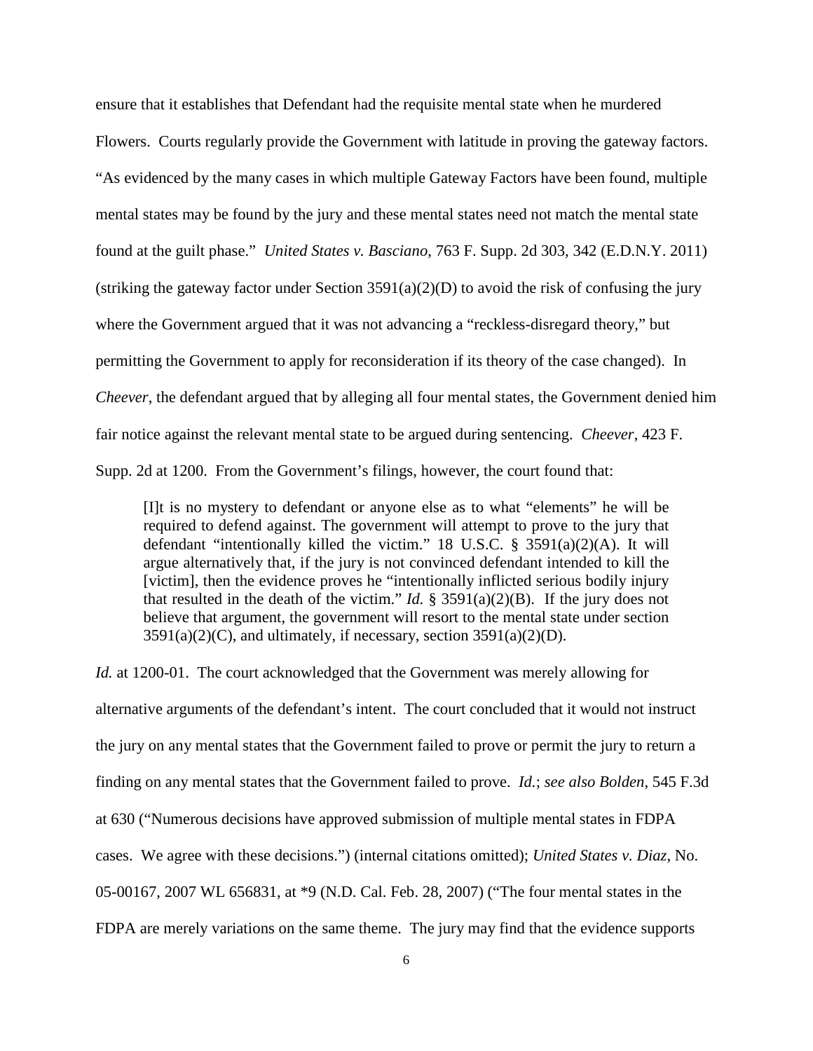ensure that it establishes that Defendant had the requisite mental state when he murdered Flowers. Courts regularly provide the Government with latitude in proving the gateway factors. "As evidenced by the many cases in which multiple Gateway Factors have been found, multiple mental states may be found by the jury and these mental states need not match the mental state found at the guilt phase." *United States v. Basciano*, 763 F. Supp. 2d 303, 342 (E.D.N.Y. 2011) (striking the gateway factor under Section 3591(a)(2)(D) to avoid the risk of confusing the jury where the Government argued that it was not advancing a "reckless-disregard theory," but permitting the Government to apply for reconsideration if its theory of the case changed). In *Cheever*, the defendant argued that by alleging all four mental states, the Government denied him fair notice against the relevant mental state to be argued during sentencing. *Cheever*, 423 F. Supp. 2d at 1200. From the Government's filings, however, the court found that:

> [I]t is no mystery to defendant or anyone else as to what "elements" he will be required to defend against. The government will attempt to prove to the jury that defendant "intentionally killed the victim." 18 U.S.C. § 3591(a)(2)(A). It will argue alternatively that, if the jury is not convinced defendant intended to kill the [victim], then the evidence proves he "intentionally inflicted serious bodily injury that resulted in the death of the victim." *Id.* § 3591(a)(2)(B). If the jury does not believe that argument, the government will resort to the mental state under section 3591(a)(2)(C), and ultimately, if necessary, section 3591(a)(2)(D).

*Id.* at 1200-01. The court acknowledged that the Government was merely allowing for alternative arguments of the defendant's intent. The court concluded that it would not instruct the jury on any mental states that the Government failed to prove or permit the jury to return a finding on any mental states that the Government failed to prove. *Id.*; *see also Bolden*, 545 F.3d at 630 ("Numerous decisions have approved submission of multiple mental states in FDPA cases. We agree with these decisions.") (internal citations omitted); *United States v. Diaz*, No. 05-00167, 2007 WL 656831, at *9 (N.D. Cal. Feb. 28, 2007) ("The four mental states in the FDPA are merely variations on the same theme. The jury may find that the evidence supports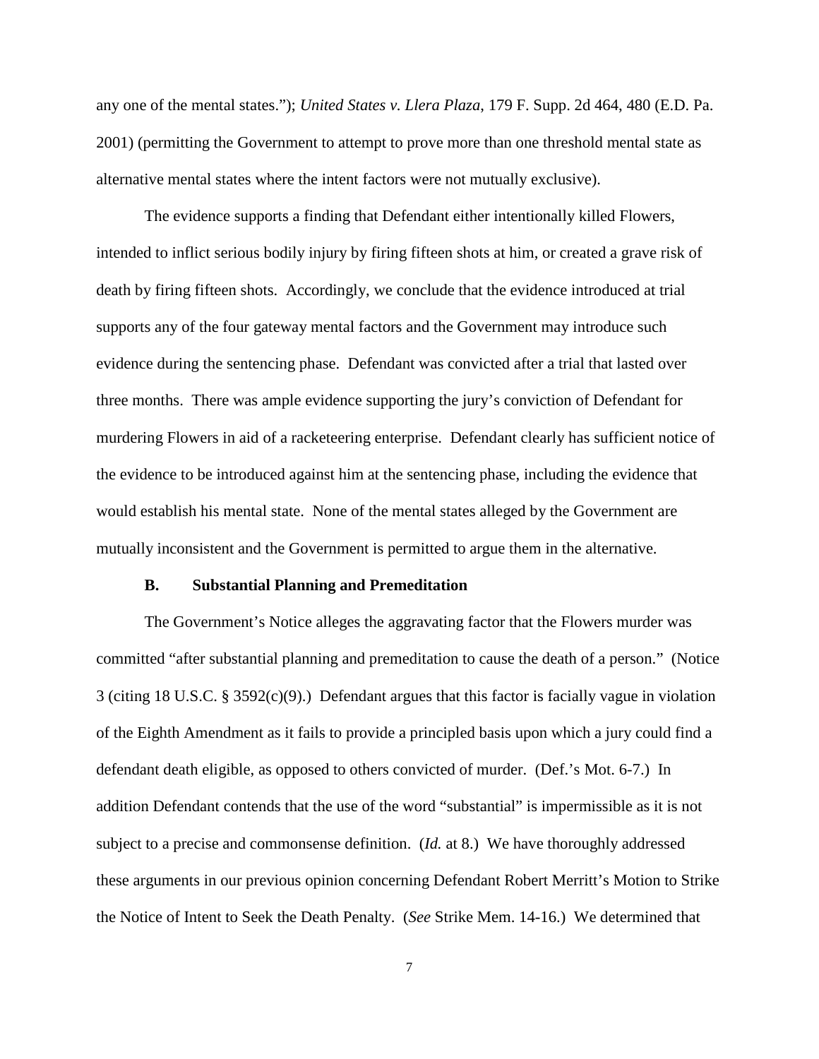any one of the mental states."); *United States v. Llera Plaza*, 179 F. Supp. 2d 464, 480 (E.D. Pa. 2001) (permitting the Government to attempt to prove more than one threshold mental state as alternative mental states where the intent factors were not mutually exclusive).

The evidence supports a finding that Defendant either intentionally killed Flowers, intended to inflict serious bodily injury by firing fifteen shots at him, or created a grave risk of death by firing fifteen shots. Accordingly, we conclude that the evidence introduced at trial supports any of the four gateway mental factors and the Government may introduce such evidence during the sentencing phase. Defendant was convicted after a trial that lasted over three months. There was ample evidence supporting the jury's conviction of Defendant for murdering Flowers in aid of a racketeering enterprise. Defendant clearly has sufficient notice of the evidence to be introduced against him at the sentencing phase, including the evidence that would establish his mental state. None of the mental states alleged by the Government are mutually inconsistent and the Government is permitted to argue them in the alternative.

### B. Substantial Planning and Premeditation

The Government's Notice alleges the aggravating factor that the Flowers murder was committed "after substantial planning and premeditation to cause the death of a person." (Notice 3 (citing 18 U.S.C. § 3592(c)(9).) Defendant argues that this factor is facially vague in violation of the Eighth Amendment as it fails to provide a principled basis upon which a jury could find a defendant death eligible, as opposed to others convicted of murder. (Def.'s Mot. 6-7.) In addition Defendant contends that the use of the word "substantial" is impermissible as it is not subject to a precise and commonsense definition. (*Id.* at 8.) We have thoroughly addressed these arguments in our previous opinion concerning Defendant Robert Merritt's Motion to Strike the Notice of Intent to Seek the Death Penalty. (*See* Strike Mem. 14-16.) We determined that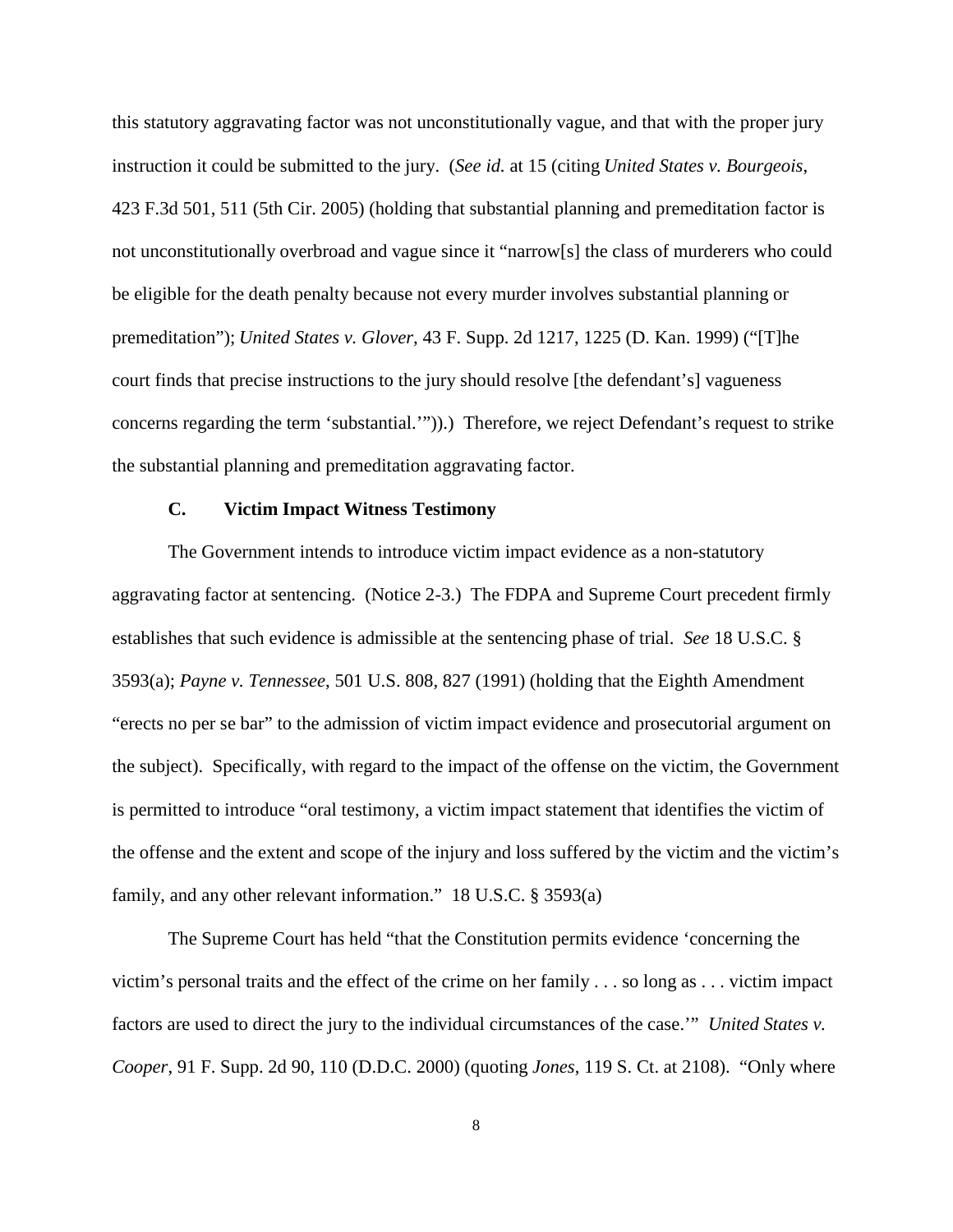this statutory aggravating factor was not unconstitutionally vague, and that with the proper jury instruction it could be submitted to the jury. (*See id.* at 15 (citing *United States v. Bourgeois*, 423 F.3d 501, 511 (5th Cir. 2005) (holding that substantial planning and premeditation factor is not unconstitutionally overbroad and vague since it "narrow[s] the class of murderers who could be eligible for the death penalty because not every murder involves substantial planning or premeditation"); *United States v. Glover*, 43 F. Supp. 2d 1217, 1225 (D. Kan. 1999) ("[T]he court finds that precise instructions to the jury should resolve [the defendant's] vagueness concerns regarding the term 'substantial.'")).) Therefore, we reject Defendant's request to strike the substantial planning and premeditation aggravating factor.

### C. Victim Impact Witness Testimony

The Government intends to introduce victim impact evidence as a non-statutory aggravating factor at sentencing. (Notice 2-3.) The FDPA and Supreme Court precedent firmly establishes that such evidence is admissible at the sentencing phase of trial. *See* 18 U.S.C. § 3593(a); *Payne v. Tennessee*, 501 U.S. 808, 827 (1991) (holding that the Eighth Amendment "erects no per se bar" to the admission of victim impact evidence and prosecutorial argument on the subject). Specifically, with regard to the impact of the offense on the victim, the Government is permitted to introduce "oral testimony, a victim impact statement that identifies the victim of the offense and the extent and scope of the injury and loss suffered by the victim and the victim's family, and any other relevant information." 18 U.S.C. § 3593(a)

The Supreme Court has held "that the Constitution permits evidence 'concerning the victim's personal traits and the effect of the crime on her family . . . so long as . . . victim impact factors are used to direct the jury to the individual circumstances of the case.'" *United States v. Cooper*, 91 F. Supp. 2d 90, 110 (D.D.C. 2000) (quoting *Jones*, 119 S. Ct. at 2108). "Only where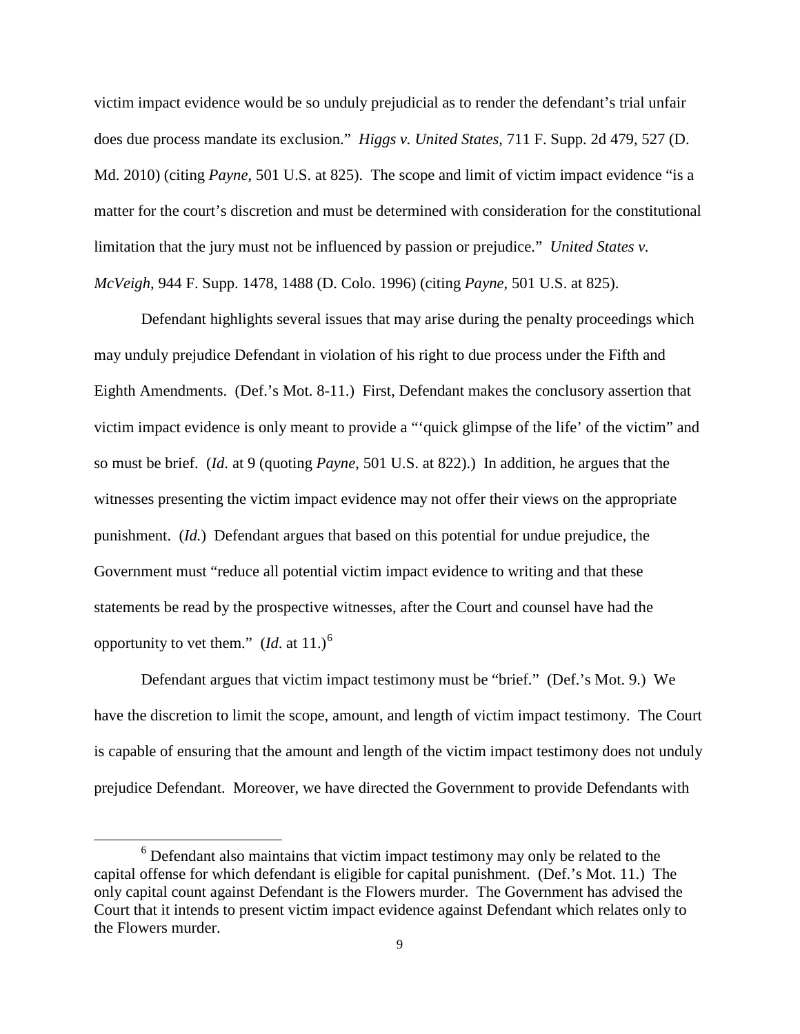victim impact evidence would be so unduly prejudicial as to render the defendant's trial unfair does due process mandate its exclusion." *Higgs v. United States*, 711 F. Supp. 2d 479, 527 (D. Md. 2010) (citing *Payne*, 501 U.S. at 825). The scope and limit of victim impact evidence "is a matter for the court's discretion and must be determined with consideration for the constitutional limitation that the jury must not be influenced by passion or prejudice." *United States v. McVeigh*, 944 F. Supp. 1478, 1488 (D. Colo. 1996) (citing *Payne*, 501 U.S. at 825).

Defendant highlights several issues that may arise during the penalty proceedings which may unduly prejudice Defendant in violation of his right to due process under the Fifth and Eighth Amendments. (Def.'s Mot. 8-11.) First, Defendant makes the conclusory assertion that victim impact evidence is only meant to provide a "'quick glimpse of the life' of the victim" and so must be brief. (*Id*. at 9 (quoting *Payne*, 501 U.S. at 822).) In addition, he argues that the witnesses presenting the victim impact evidence may not offer their views on the appropriate punishment. (*Id.*) Defendant argues that based on this potential for undue prejudice, the Government must "reduce all potential victim impact evidence to writing and that these statements be read by the prospective witnesses, after the Court and counsel have had the opportunity to vet them." (*Id*. at 11.)[6]

Defendant argues that victim impact testimony must be "brief." (Def.'s Mot. 9.) We have the discretion to limit the scope, amount, and length of victim impact testimony. The Court is capable of ensuring that the amount and length of the victim impact testimony does not unduly prejudice Defendant. Moreover, we have directed the Government to provide Defendants with

---

[6] Defendant also maintains that victim impact testimony may only be related to the capital offense for which defendant is eligible for capital punishment. (Def.'s Mot. 11.) The only capital count against Defendant is the Flowers murder. The Government has advised the Court that it intends to present victim impact evidence against Defendant which relates only to the Flowers murder.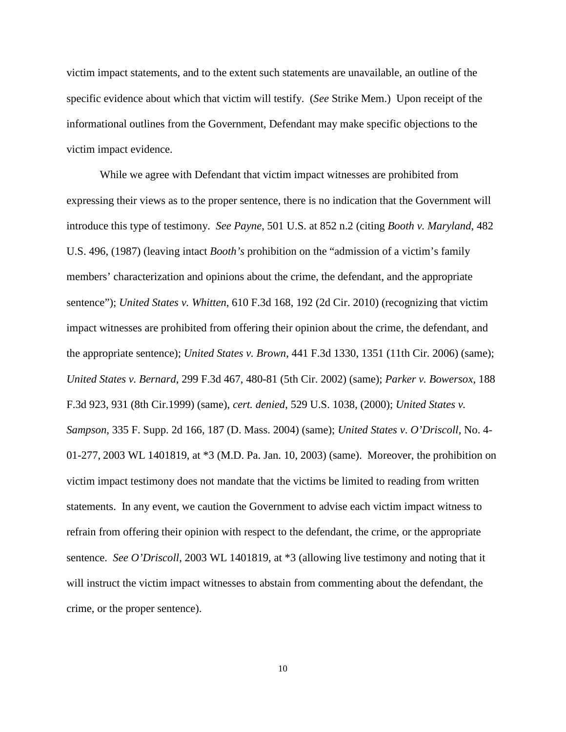victim impact statements, and to the extent such statements are unavailable, an outline of the specific evidence about which that victim will testify. (*See* Strike Mem.) Upon receipt of the informational outlines from the Government, Defendant may make specific objections to the victim impact evidence.

While we agree with Defendant that victim impact witnesses are prohibited from expressing their views as to the proper sentence, there is no indication that the Government will introduce this type of testimony. *See Payne*, 501 U.S. at 852 n.2 (citing *Booth v. Maryland*, 482 U.S. 496, (1987) (leaving intact *Booth's* prohibition on the "admission of a victim's family members' characterization and opinions about the crime, the defendant, and the appropriate sentence"); *United States v. Whitten*, 610 F.3d 168, 192 (2d Cir. 2010) (recognizing that victim impact witnesses are prohibited from offering their opinion about the crime, the defendant, and the appropriate sentence); *United States v. Brown*, 441 F.3d 1330, 1351 (11th Cir. 2006) (same); *United States v. Bernard*, 299 F.3d 467, 480-81 (5th Cir. 2002) (same); *Parker v. Bowersox*, 188 F.3d 923, 931 (8th Cir.1999) (same), *cert. denied*, 529 U.S. 1038, (2000); *United States v. Sampson*, 335 F. Supp. 2d 166, 187 (D. Mass. 2004) (same); *United States v. O'Driscoll*, No. 4-01-277, 2003 WL 1401819, at *3 (M.D. Pa. Jan. 10, 2003) (same). Moreover, the prohibition on victim impact testimony does not mandate that the victims be limited to reading from written statements. In any event, we caution the Government to advise each victim impact witness to refrain from offering their opinion with respect to the defendant, the crime, or the appropriate sentence. *See O'Driscoll*, 2003 WL 1401819, at *3 (allowing live testimony and noting that it will instruct the victim impact witnesses to abstain from commenting about the defendant, the crime, or the proper sentence).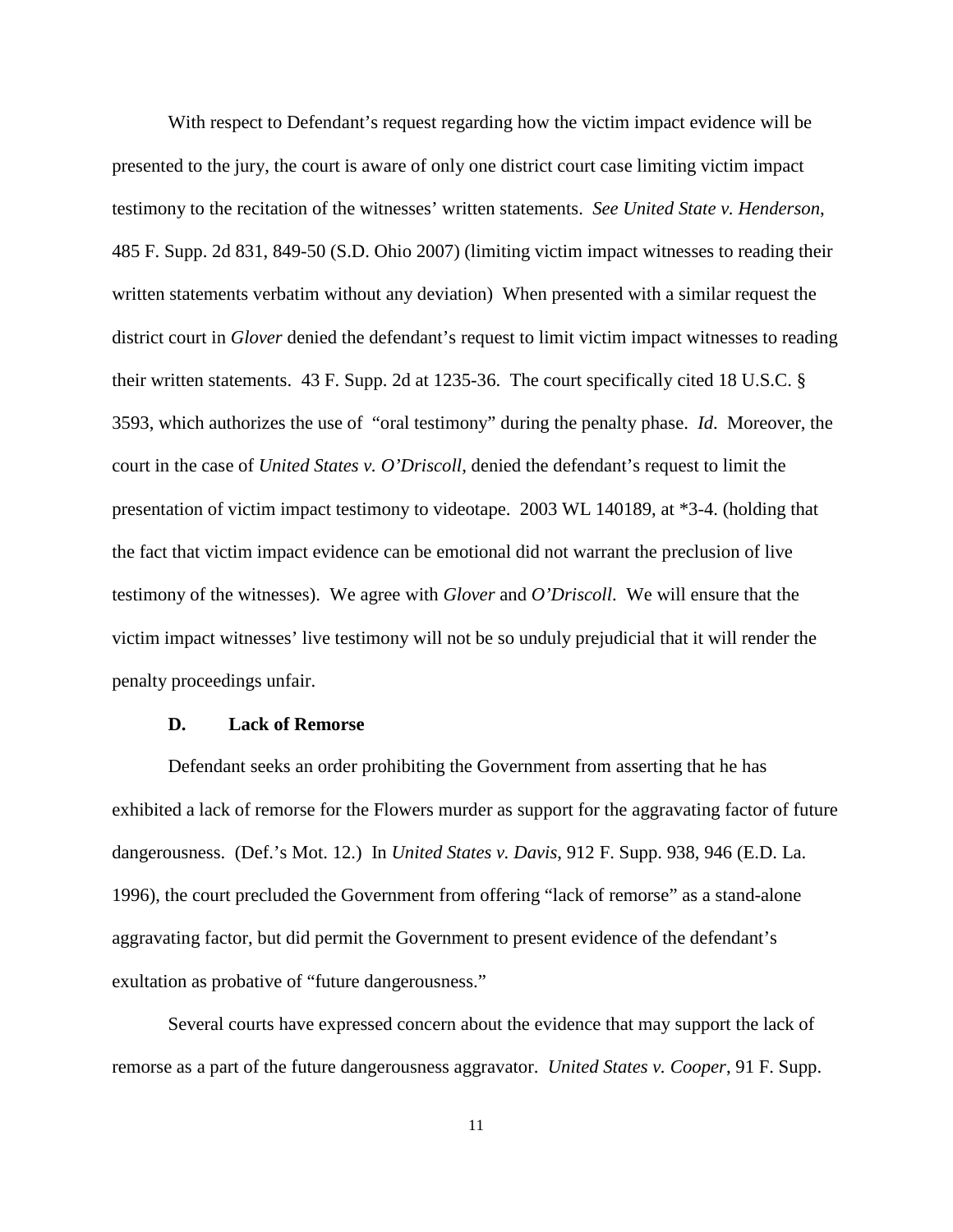With respect to Defendant's request regarding how the victim impact evidence will be presented to the jury, the court is aware of only one district court case limiting victim impact testimony to the recitation of the witnesses' written statements. *See United State v. Henderson*, 485 F. Supp. 2d 831, 849-50 (S.D. Ohio 2007) (limiting victim impact witnesses to reading their written statements verbatim without any deviation) When presented with a similar request the district court in *Glover* denied the defendant's request to limit victim impact witnesses to reading their written statements. 43 F. Supp. 2d at 1235-36. The court specifically cited 18 U.S.C. § 3593, which authorizes the use of "oral testimony" during the penalty phase. *Id*. Moreover, the court in the case of *United States v. O'Driscoll*, denied the defendant's request to limit the presentation of victim impact testimony to videotape. 2003 WL 140189, at *3-4. (holding that the fact that victim impact evidence can be emotional did not warrant the preclusion of live testimony of the witnesses). We agree with *Glover* and *O'Driscoll*. We will ensure that the victim impact witnesses' live testimony will not be so unduly prejudicial that it will render the penalty proceedings unfair.

**D. Lack of Remorse**

Defendant seeks an order prohibiting the Government from asserting that he has exhibited a lack of remorse for the Flowers murder as support for the aggravating factor of future dangerousness. (Def.'s Mot. 12.) In *United States v. Davis*, 912 F. Supp. 938, 946 (E.D. La. 1996), the court precluded the Government from offering "lack of remorse" as a stand-alone aggravating factor, but did permit the Government to present evidence of the defendant's exultation as probative of "future dangerousness."

Several courts have expressed concern about the evidence that may support the lack of remorse as a part of the future dangerousness aggravator. *United States v. Cooper*, 91 F. Supp.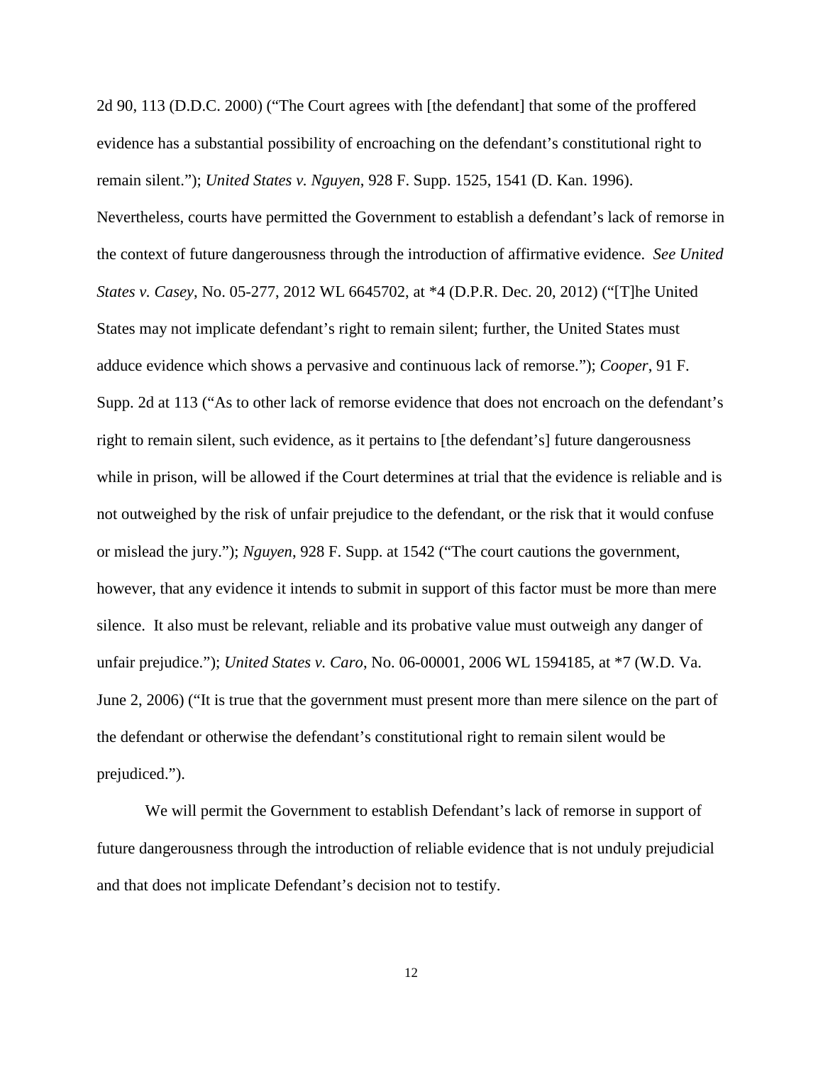2d 90, 113 (D.D.C. 2000) ("The Court agrees with [the defendant] that some of the proffered evidence has a substantial possibility of encroaching on the defendant's constitutional right to remain silent."); *United States v. Nguyen*, 928 F. Supp. 1525, 1541 (D. Kan. 1996). Nevertheless, courts have permitted the Government to establish a defendant's lack of remorse in the context of future dangerousness through the introduction of affirmative evidence. *See United States v. Casey*, No. 05-277, 2012 WL 6645702, at *4 (D.P.R. Dec. 20, 2012) ("[T]he United States may not implicate defendant's right to remain silent; further, the United States must adduce evidence which shows a pervasive and continuous lack of remorse."); *Cooper*, 91 F. Supp. 2d at 113 ("As to other lack of remorse evidence that does not encroach on the defendant's right to remain silent, such evidence, as it pertains to [the defendant's] future dangerousness while in prison, will be allowed if the Court determines at trial that the evidence is reliable and is not outweighed by the risk of unfair prejudice to the defendant, or the risk that it would confuse or mislead the jury."); *Nguyen*, 928 F. Supp. at 1542 ("The court cautions the government, however, that any evidence it intends to submit in support of this factor must be more than mere silence. It also must be relevant, reliable and its probative value must outweigh any danger of unfair prejudice."); *United States v. Caro*, No. 06-00001, 2006 WL 1594185, at *7 (W.D. Va. June 2, 2006) ("It is true that the government must present more than mere silence on the part of the defendant or otherwise the defendant's constitutional right to remain silent would be prejudiced.").

We will permit the Government to establish Defendant's lack of remorse in support of future dangerousness through the introduction of reliable evidence that is not unduly prejudicial and that does not implicate Defendant's decision not to testify.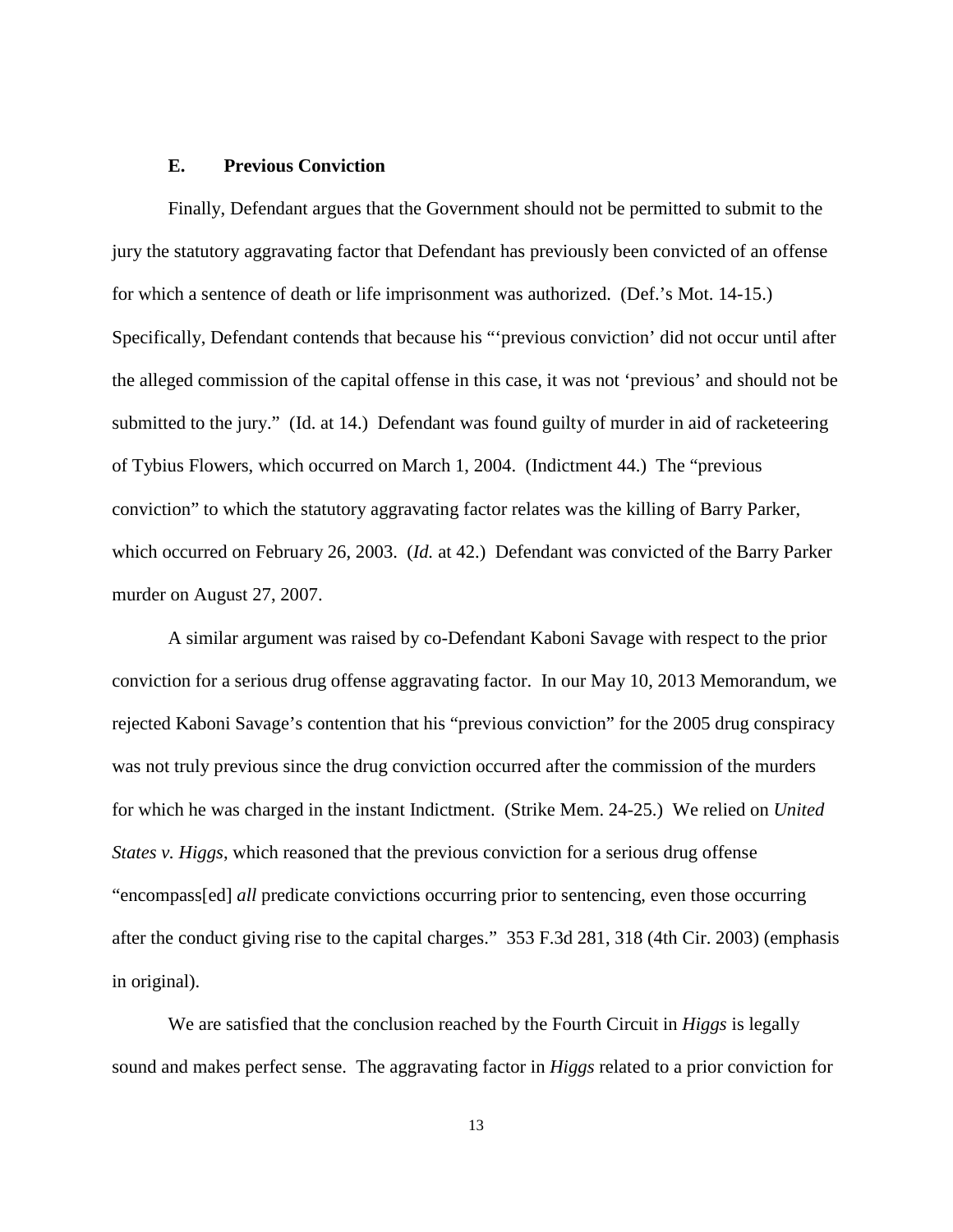### E. Previous Conviction

Finally, Defendant argues that the Government should not be permitted to submit to the jury the statutory aggravating factor that Defendant has previously been convicted of an offense for which a sentence of death or life imprisonment was authorized. (Def.'s Mot. 14-15.) Specifically, Defendant contends that because his "'previous conviction' did not occur until after the alleged commission of the capital offense in this case, it was not 'previous' and should not be submitted to the jury." (Id. at 14.) Defendant was found guilty of murder in aid of racketeering of Tybius Flowers, which occurred on March 1, 2004. (Indictment 44.) The "previous conviction" to which the statutory aggravating factor relates was the killing of Barry Parker, which occurred on February 26, 2003. (*Id.* at 42.) Defendant was convicted of the Barry Parker murder on August 27, 2007.

A similar argument was raised by co-Defendant Kaboni Savage with respect to the prior conviction for a serious drug offense aggravating factor. In our May 10, 2013 Memorandum, we rejected Kaboni Savage's contention that his "previous conviction" for the 2005 drug conspiracy was not truly previous since the drug conviction occurred after the commission of the murders for which he was charged in the instant Indictment. (Strike Mem. 24-25.) We relied on *United States v. Higgs*, which reasoned that the previous conviction for a serious drug offense "encompass[ed] *all* predicate convictions occurring prior to sentencing, even those occurring after the conduct giving rise to the capital charges." 353 F.3d 281, 318 (4th Cir. 2003) (emphasis in original).

We are satisfied that the conclusion reached by the Fourth Circuit in *Higgs* is legally sound and makes perfect sense. The aggravating factor in *Higgs* related to a prior conviction for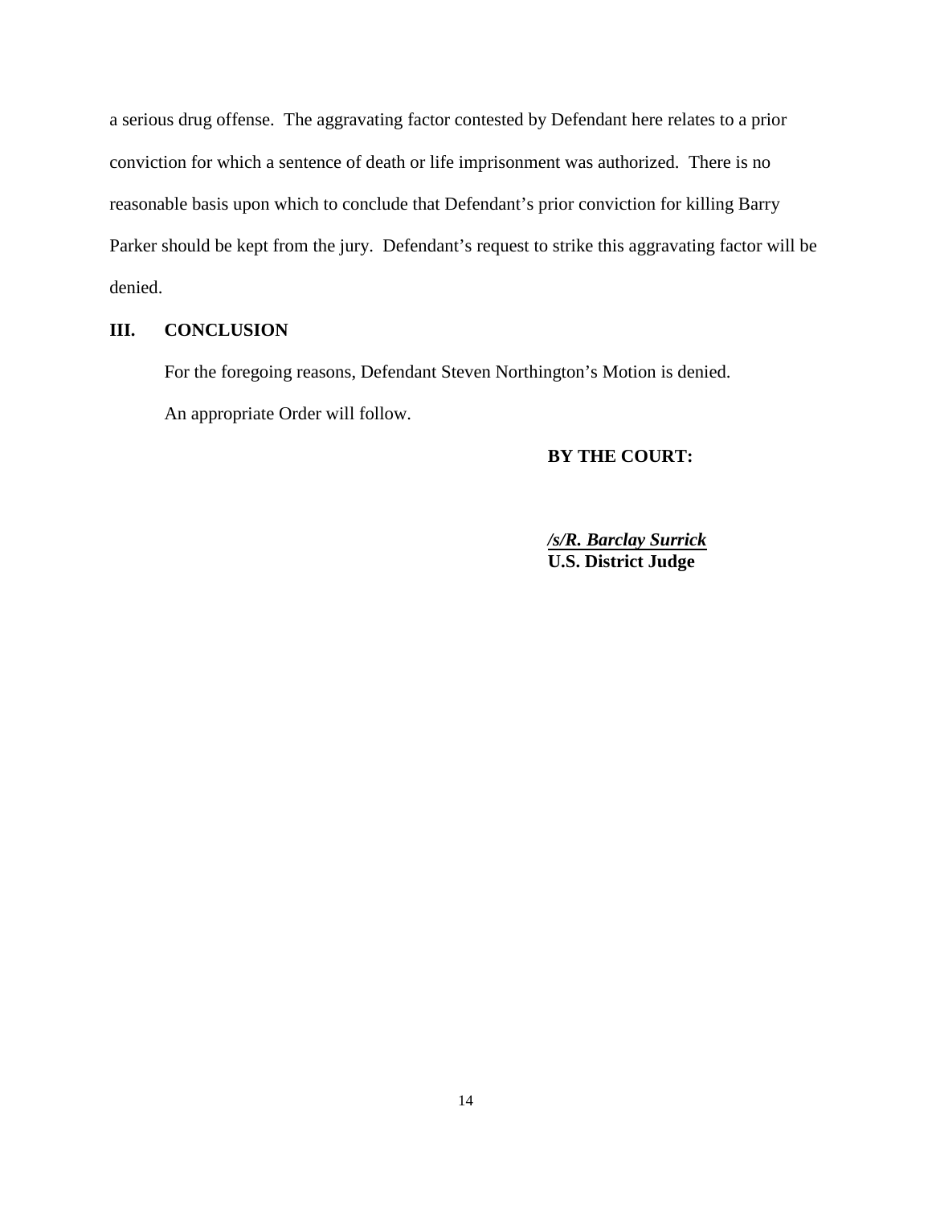a serious drug offense. The aggravating factor contested by Defendant here relates to a prior conviction for which a sentence of death or life imprisonment was authorized. There is no reasonable basis upon which to conclude that Defendant's prior conviction for killing Barry Parker should be kept from the jury. Defendant's request to strike this aggravating factor will be denied.

## III. CONCLUSION

For the foregoing reasons, Defendant Steven Northington's Motion is denied.

An appropriate Order will follow.

**BY THE COURT:**

***/s/R. Barclay Surrick***
**U.S. District Judge**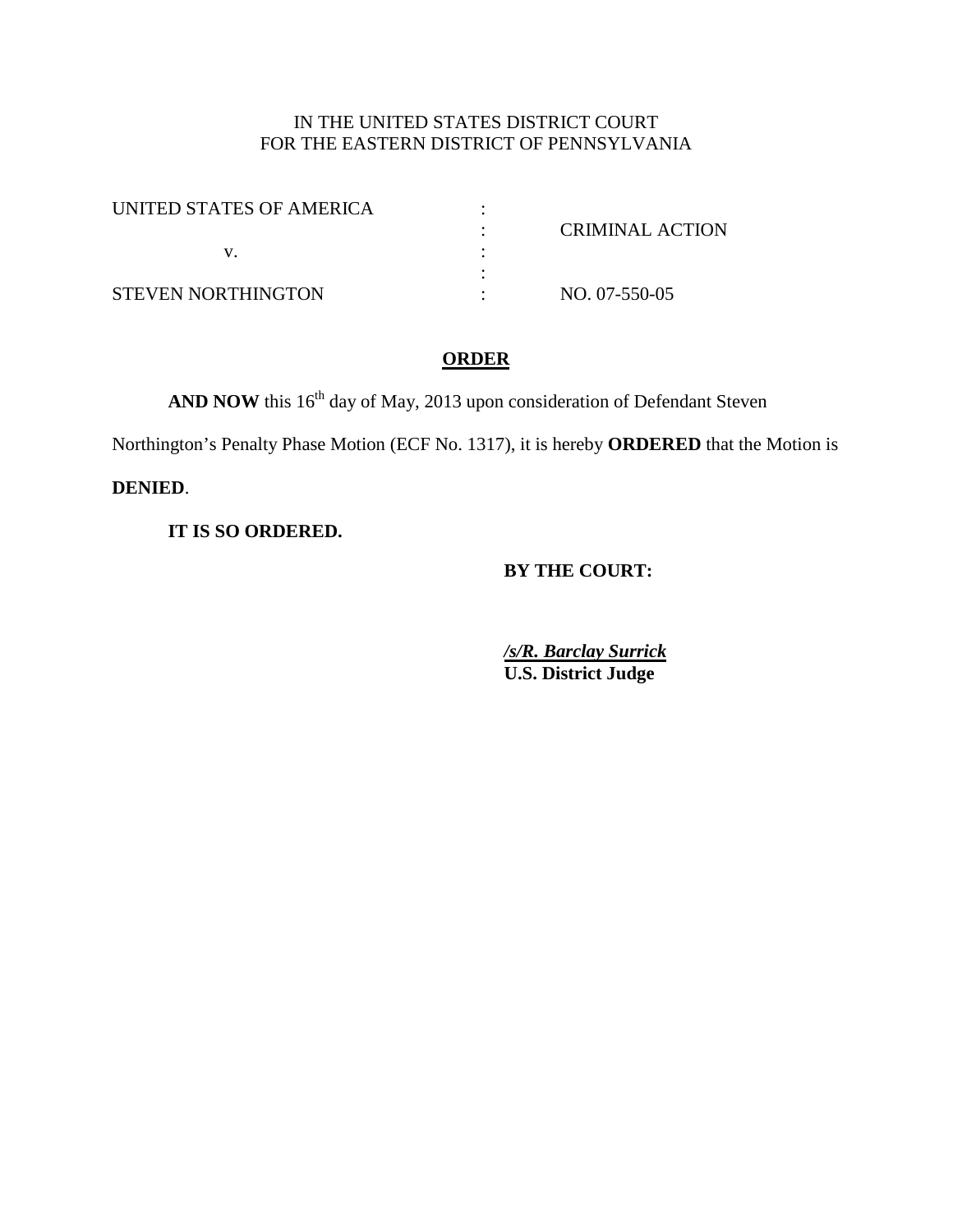IN THE UNITED STATES DISTRICT COURT
FOR THE EASTERN DISTRICT OF PENNSYLVANIA

| | | |
|---|---|---|
| UNITED STATES OF AMERICA | : | |
| | : | CRIMINAL ACTION |
| v. | : | |
| | : | |
| STEVEN NORTHINGTON | : | NO. 07-550-05 |

## **ORDER**

**AND NOW** this 16th day of May, 2013 upon consideration of Defendant Steven Northington's Penalty Phase Motion (ECF No. 1317), it is hereby **ORDERED** that the Motion is **DENIED**.

**IT IS SO ORDERED.**

**BY THE COURT:**

***/s/R. Barclay Surrick***
**U.S. District Judge**